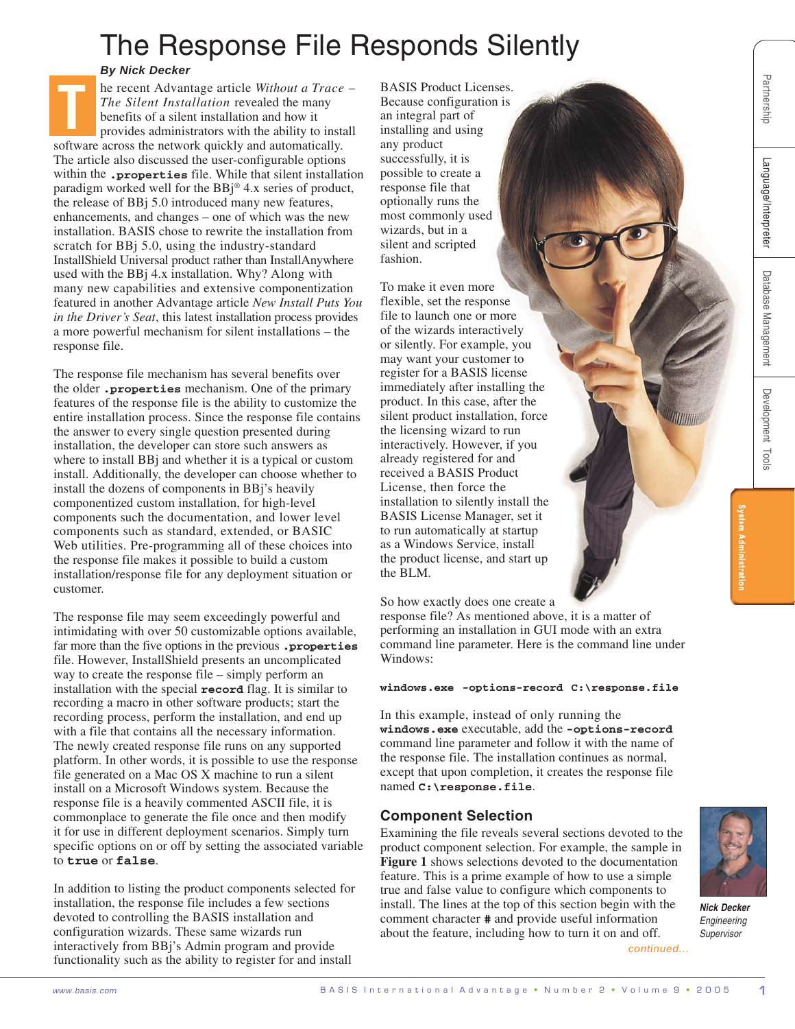# The Response File Responds Silently

***By Nick Decker***

The recent Advantage article *Without a Trace – The Silent Installation* revealed the many benefits of a silent installation and how it provides administrators with the ability to install software across the network quickly and automatically. The article also discussed the user-configurable options within the **.properties** file. While that silent installation paradigm worked well for the BBj® 4.x series of product, the release of BBj 5.0 introduced many new features, enhancements, and changes – one of which was the new installation. BASIS chose to rewrite the installation from scratch for BBj 5.0, using the industry-standard InstallShield Universal product rather than InstallAnywhere used with the BBj 4.x installation. Why? Along with many new capabilities and extensive componentization featured in another Advantage article *New Install Puts You in the Driver's Seat*, this latest installation process provides a more powerful mechanism for silent installations – the response file.

The response file mechanism has several benefits over the older **.properties** mechanism. One of the primary features of the response file is the ability to customize the entire installation process. Since the response file contains the answer to every single question presented during installation, the developer can store such answers as where to install BBj and whether it is a typical or custom install. Additionally, the developer can choose whether to install the dozens of components in BBj's heavily componentized custom installation, for high-level components such the documentation, and lower level components such as standard, extended, or BASIC Web utilities. Pre-programming all of these choices into the response file makes it possible to build a custom installation/response file for any deployment situation or customer.

The response file may seem exceedingly powerful and intimidating with over 50 customizable options available, far more than the five options in the previous **.properties** file. However, InstallShield presents an uncomplicated way to create the response file – simply perform an installation with the special **record** flag. It is similar to recording a macro in other software products; start the recording process, perform the installation, and end up with a file that contains all the necessary information. The newly created response file runs on any supported platform. In other words, it is possible to use the response file generated on a Mac OS X machine to run a silent install on a Microsoft Windows system. Because the response file is a heavily commented ASCII file, it is commonplace to generate the file once and then modify it for use in different deployment scenarios. Simply turn specific options on or off by setting the associated variable to **true** or **false**.

In addition to listing the product components selected for installation, the response file includes a few sections devoted to controlling the BASIS installation and configuration wizards. These same wizards run interactively from BBj's Admin program and provide functionality such as the ability to register for and install BASIS Product Licenses. Because configuration is an integral part of installing and using any product successfully, it is possible to create a response file that optionally runs the most commonly used wizards, but in a silent and scripted fashion.

To make it even more flexible, set the response file to launch one or more of the wizards interactively or silently. For example, you may want your customer to register for a BASIS license immediately after installing the product. In this case, after the silent product installation, force the licensing wizard to run interactively. However, if you already registered for and received a BASIS Product License, then force the installation to silently install the BASIS License Manager, set it to run automatically at startup as a Windows Service, install the product license, and start up the BLM.

So how exactly does one create a response file? As mentioned above, it is a matter of performing an installation in GUI mode with an extra command line parameter. Here is the command line under Windows:

```
windows.exe -options-record C:\response.file
```

In this example, instead of only running the **windows.exe** executable, add the **-options-record** command line parameter and follow it with the name of the response file. The installation continues as normal, except that upon completion, it creates the response file named **C:\response.file**.

## Component Selection

Examining the file reveals several sections devoted to the product component selection. For example, the sample in **Figure 1** shows selections devoted to the documentation feature. This is a prime example of how to use a simple true and false value to configure which components to install. The lines at the top of this section begin with the comment character **#** and provide useful information about the feature, including how to turn it on and off.

***Nick Decker***
*Engineering Supervisor*

*continued...*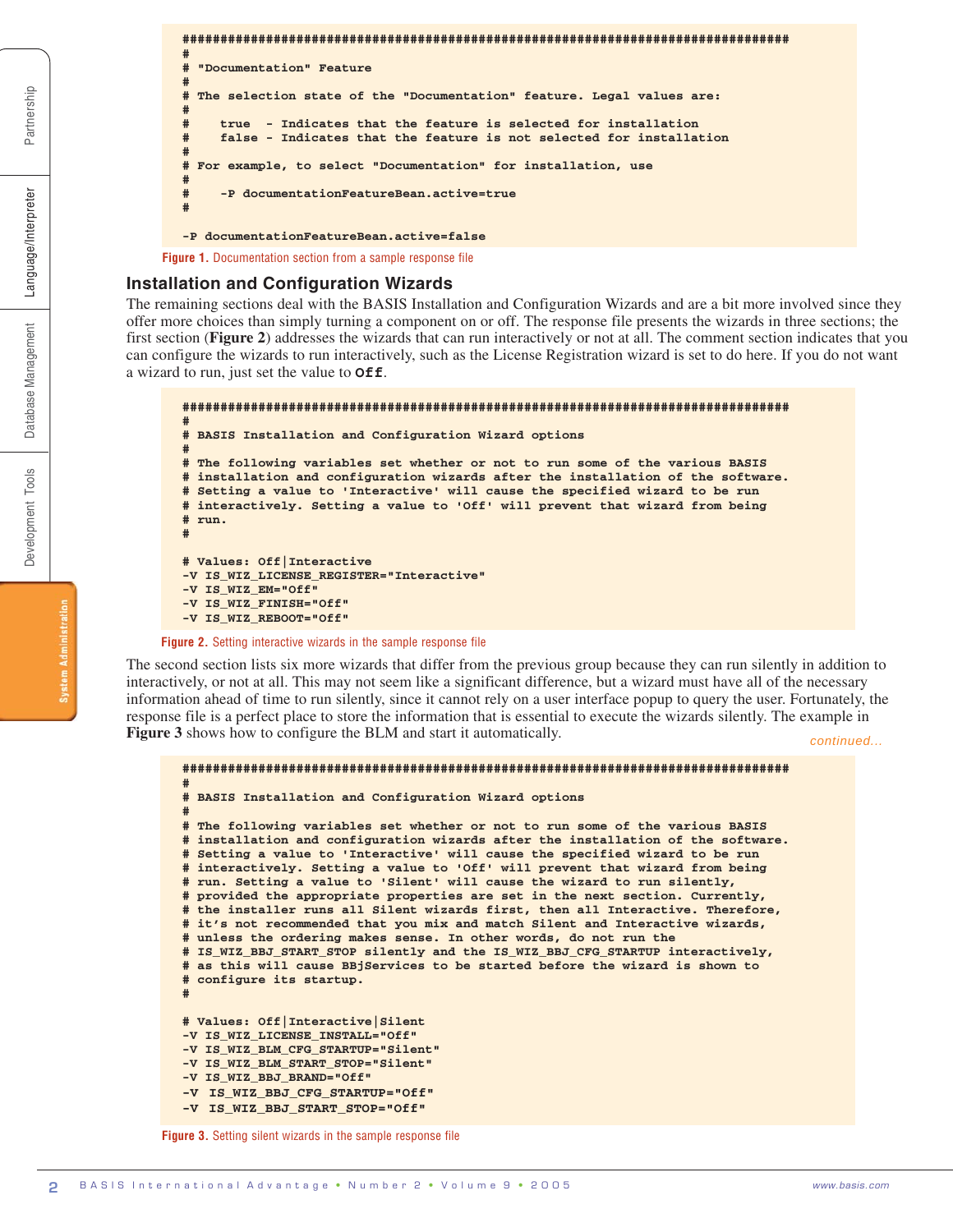```
################################################################################
#
# "Documentation" Feature
#
# The selection state of the "Documentation" feature. Legal values are:
#
#    true  - Indicates that the feature is selected for installation
#    false - Indicates that the feature is not selected for installation
#
# For example, to select "Documentation" for installation, use
#
#    -P documentationFeatureBean.active=true
#

-P documentationFeatureBean.active=false
```

**Figure 1.** Documentation section from a sample response file

## Installation and Configuration Wizards

The remaining sections deal with the BASIS Installation and Configuration Wizards and are a bit more involved since they offer more choices than simply turning a component on or off. The response file presents the wizards in three sections; the first section (**Figure 2**) addresses the wizards that can run interactively or not at all. The comment section indicates that you can configure the wizards to run interactively, such as the License Registration wizard is set to do here. If you do not want a wizard to run, just set the value to `Off`.

```
################################################################################
#
# BASIS Installation and Configuration Wizard options
#
# The following variables set whether or not to run some of the various BASIS
# installation and configuration wizards after the installation of the software.
# Setting a value to 'Interactive' will cause the specified wizard to be run
# interactively. Setting a value to 'Off' will prevent that wizard from being
# run.
#

# Values: Off|Interactive
-V IS_WIZ_LICENSE_REGISTER="Interactive"
-V IS_WIZ_EM="Off"
-V IS_WIZ_FINISH="Off"
-V IS_WIZ_REBOOT="Off"
```

**Figure 2.** Setting interactive wizards in the sample response file

The second section lists six more wizards that differ from the previous group because they can run silently in addition to interactively, or not at all. This may not seem like a significant difference, but a wizard must have all of the necessary information ahead of time to run silently, since it cannot rely on a user interface popup to query the user. Fortunately, the response file is a perfect place to store the information that is essential to execute the wizards silently. The example in **Figure 3** shows how to configure the BLM and start it automatically.

*continued...*

```
################################################################################
#
# BASIS Installation and Configuration Wizard options
#
# The following variables set whether or not to run some of the various BASIS
# installation and configuration wizards after the installation of the software.
# Setting a value to 'Interactive' will cause the specified wizard to be run
# interactively. Setting a value to 'Off' will prevent that wizard from being
# run. Setting a value to 'Silent' will cause the wizard to run silently,
# provided the appropriate properties are set in the next section. Currently,
# the installer runs all Silent wizards first, then all Interactive. Therefore,
# it's not recommended that you mix and match Silent and Interactive wizards,
# unless the ordering makes sense. In other words, do not run the
# IS_WIZ_BBJ_START_STOP silently and the IS_WIZ_BBJ_CFG_STARTUP interactively,
# as this will cause BBjServices to be started before the wizard is shown to
# configure its startup.
#

# Values: Off|Interactive|Silent
-V IS_WIZ_LICENSE_INSTALL="Off"
-V IS_WIZ_BLM_CFG_STARTUP="Silent"
-V IS_WIZ_BLM_START_STOP="Silent"
-V IS_WIZ_BBJ_BRAND="Off"
-V  IS_WIZ_BBJ_CFG_STARTUP="Off"
-V  IS_WIZ_BBJ_START_STOP="Off"
```

**Figure 3.** Setting silent wizards in the sample response file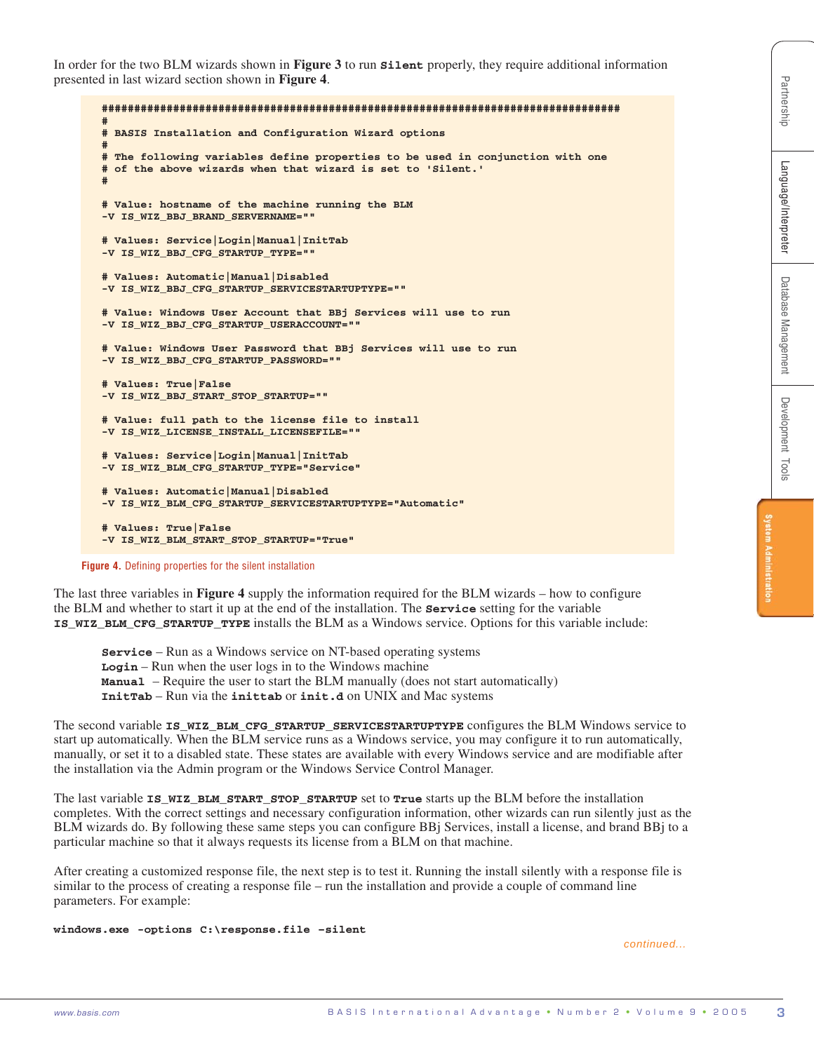In order for the two BLM wizards shown in **Figure 3** to run **Silent** properly, they require additional information presented in last wizard section shown in **Figure 4**.

```
################################################################################
#
# BASIS Installation and Configuration Wizard options
#
# The following variables define properties to be used in conjunction with one
# of the above wizards when that wizard is set to 'Silent.'
#

# Value: hostname of the machine running the BLM
-V IS_WIZ_BBJ_BRAND_SERVERNAME=""

# Values: Service|Login|Manual|InitTab
-V IS_WIZ_BBJ_CFG_STARTUP_TYPE=""

# Values: Automatic|Manual|Disabled
-V IS_WIZ_BBJ_CFG_STARTUP_SERVICESTARTUPTYPE=""

# Value: Windows User Account that BBj Services will use to run
-V IS_WIZ_BBJ_CFG_STARTUP_USERACCOUNT=""

# Value: Windows User Password that BBj Services will use to run
-V IS_WIZ_BBJ_CFG_STARTUP_PASSWORD=""

# Values: True|False
-V IS_WIZ_BBJ_START_STOP_STARTUP=""

# Value: full path to the license file to install
-V IS_WIZ_LICENSE_INSTALL_LICENSEFILE=""

# Values: Service|Login|Manual|InitTab
-V IS_WIZ_BLM_CFG_STARTUP_TYPE="Service"

# Values: Automatic|Manual|Disabled
-V IS_WIZ_BLM_CFG_STARTUP_SERVICESTARTUPTYPE="Automatic"

# Values: True|False
-V IS_WIZ_BLM_START_STOP_STARTUP="True"
```

**Figure 4.** Defining properties for the silent installation

The last three variables in **Figure 4** supply the information required for the BLM wizards – how to configure the BLM and whether to start it up at the end of the installation. The **Service** setting for the variable **IS_WIZ_BLM_CFG_STARTUP_TYPE** installs the BLM as a Windows service. Options for this variable include:

- **Service** – Run as a Windows service on NT-based operating systems
- **Login** – Run when the user logs in to the Windows machine
- **Manual** – Require the user to start the BLM manually (does not start automatically)
- **InitTab** – Run via the **inittab** or **init.d** on UNIX and Mac systems

The second variable **IS_WIZ_BLM_CFG_STARTUP_SERVICESTARTUPTYPE** configures the BLM Windows service to start up automatically. When the BLM service runs as a Windows service, you may configure it to run automatically, manually, or set it to a disabled state. These states are available with every Windows service and are modifiable after the installation via the Admin program or the Windows Service Control Manager.

The last variable **IS_WIZ_BLM_START_STOP_STARTUP** set to **True** starts up the BLM before the installation completes. With the correct settings and necessary configuration information, other wizards can run silently just as the BLM wizards do. By following these same steps you can configure BBj Services, install a license, and brand BBj to a particular machine so that it always requests its license from a BLM on that machine.

After creating a customized response file, the next step is to test it. Running the install silently with a response file is similar to the process of creating a response file – run the installation and provide a couple of command line parameters. For example:

```
windows.exe -options C:\response.file -silent
```

*continued...*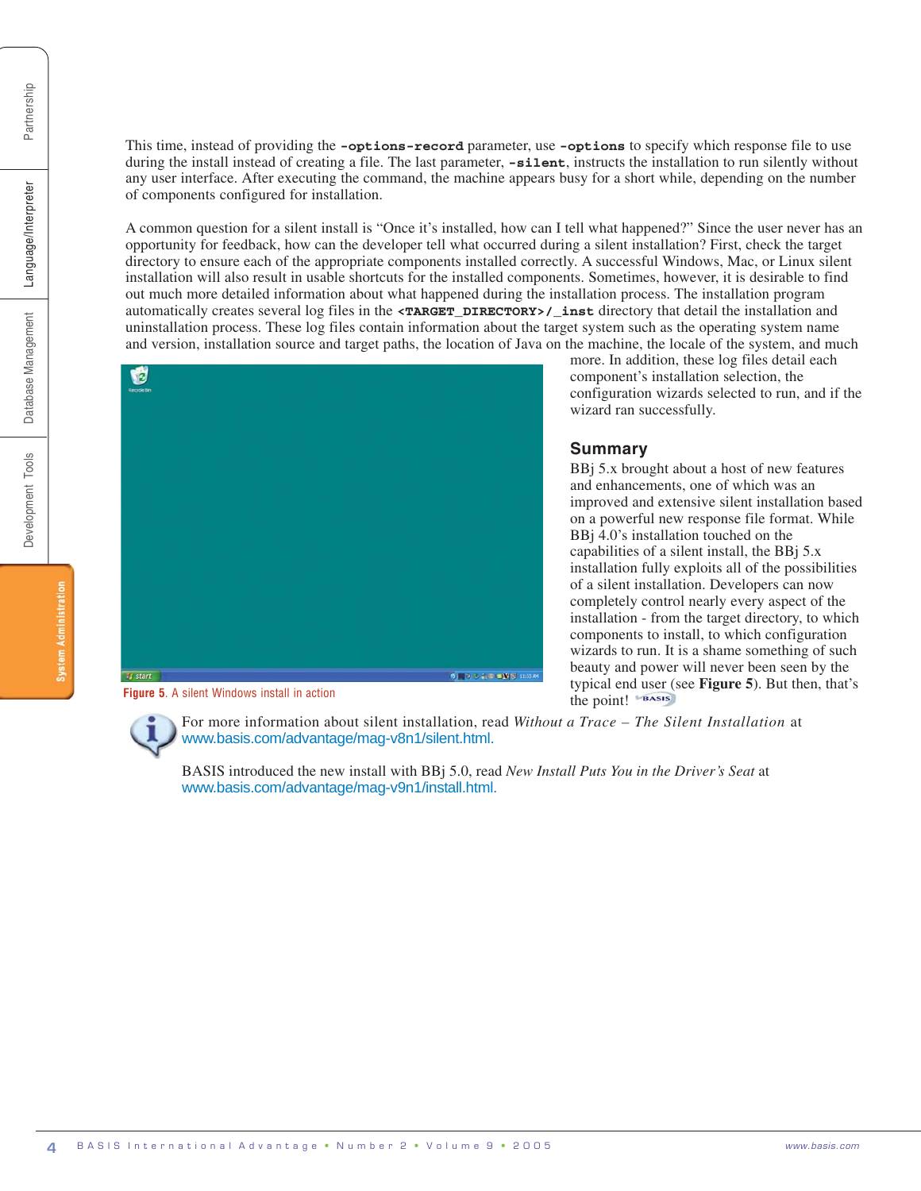This time, instead of providing the **-options-record** parameter, use **-options** to specify which response file to use during the install instead of creating a file. The last parameter, **-silent**, instructs the installation to run silently without any user interface. After executing the command, the machine appears busy for a short while, depending on the number of components configured for installation.

A common question for a silent install is "Once it's installed, how can I tell what happened?" Since the user never has an opportunity for feedback, how can the developer tell what occurred during a silent installation? First, check the target directory to ensure each of the appropriate components installed correctly. A successful Windows, Mac, or Linux silent installation will also result in usable shortcuts for the installed components. Sometimes, however, it is desirable to find out much more detailed information about what happened during the installation process. The installation program automatically creates several log files in the **<TARGET_DIRECTORY>/_inst** directory that detail the installation and uninstallation process. These log files contain information about the target system such as the operating system name and version, installation source and target paths, the location of Java on the machine, the locale of the system, and much more. In addition, these log files detail each component's installation selection, the configuration wizards selected to run, and if the wizard ran successfully.

**Figure 5**. A silent Windows install in action

## Summary

BBj 5.x brought about a host of new features and enhancements, one of which was an improved and extensive silent installation based on a powerful new response file format. While BBj 4.0's installation touched on the capabilities of a silent install, the BBj 5.x installation fully exploits all of the possibilities of a silent installation. Developers can now completely control nearly every aspect of the installation - from the target directory, to which components to install, to which configuration wizards to run. It is a shame something of such beauty and power will never been seen by the typical end user (see **Figure 5**). But then, that's the point!

For more information about silent installation, read *Without a Trace – The Silent Installation* at www.basis.com/advantage/mag-v8n1/silent.html.

BASIS introduced the new install with BBj 5.0, read *New Install Puts You in the Driver's Seat* at www.basis.com/advantage/mag-v9n1/install.html.